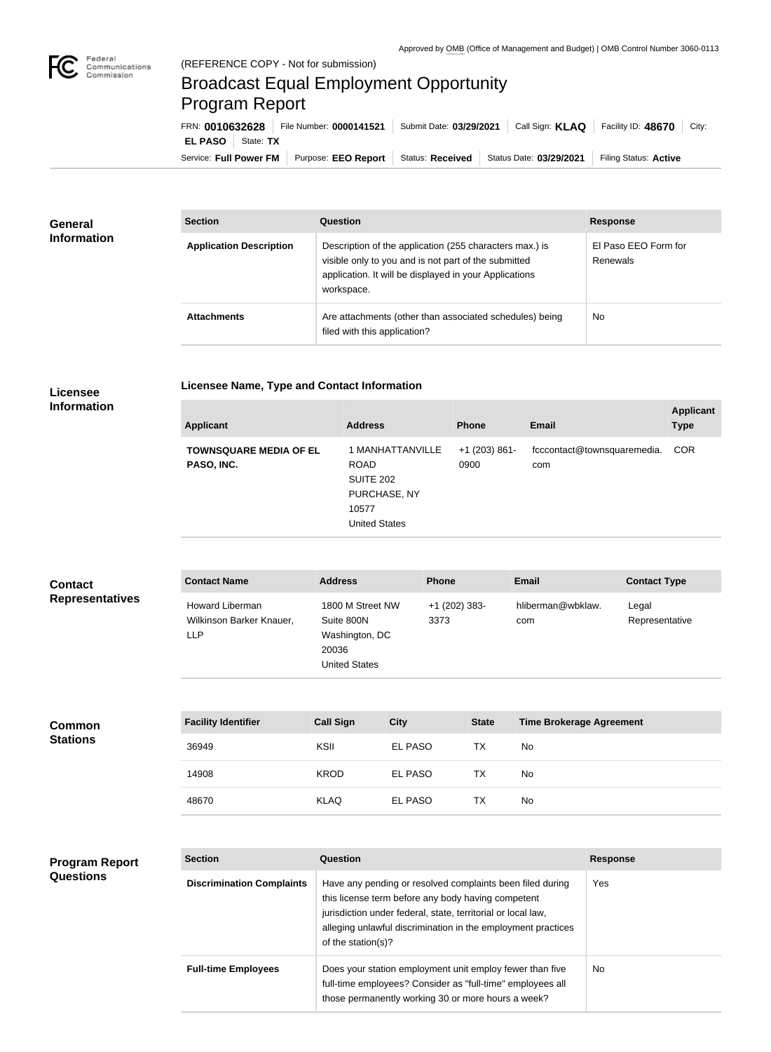Approved by OMB (Office of Management and Budget) | OMB Control Number 3060-0113

(REFERENCE COPY - Not for submission)

# Broadcast Equal Employment Opportunity Program Report

FRN: **0010632628** | File Number: **0000141521** | Submit Date: **03/29/2021** | Call Sign: **KLAQ** | Facility ID: **48670** | City: **EL PASO** | State: **TX**

Service: **Full Power FM** | Purpose: **EEO Report** | Status: **Received** | Status Date: **03/29/2021** | Filing Status: **Active**

## General Information

| Section | Question | Response |
| --- | --- | --- |
| **Application Description** | Description of the application (255 characters max.) is visible only to you and is not part of the submitted application. It will be displayed in your Applications workspace. | El Paso EEO Form for Renewals |
| **Attachments** | Are attachments (other than associated schedules) being filed with this application? | No |

## Licensee Information

### Licensee Name, Type and Contact Information

| Applicant | Address | Phone | Email | Applicant Type |
| --- | --- | --- | --- | --- |
| **TOWNSQUARE MEDIA OF EL PASO, INC.** | 1 MANHATTANVILLE ROAD<br>SUITE 202<br>PURCHASE, NY 10577<br>United States | +1 (203) 861-0900 | fcccontact@townsquaremedia.com | COR |

## Contact Representatives

| Contact Name | Address | Phone | Email | Contact Type |
| --- | --- | --- | --- | --- |
| Howard Liberman<br>Wilkinson Barker Knauer, LLP | 1800 M Street NW<br>Suite 800N<br>Washington, DC 20036<br>United States | +1 (202) 383-3373 | hliberman@wbklaw.com | Legal Representative |

## Common Stations

| Facility Identifier | Call Sign | City | State | Time Brokerage Agreement |
| --- | --- | --- | --- | --- |
| 36949 | KSII | EL PASO | TX | No |
| 14908 | KROD | EL PASO | TX | No |
| 48670 | KLAQ | EL PASO | TX | No |

## Program Report Questions

| Section | Question | Response |
| --- | --- | --- |
| **Discrimination Complaints** | Have any pending or resolved complaints been filed during this license term before any body having competent jurisdiction under federal, state, territorial or local law, alleging unlawful discrimination in the employment practices of the station(s)? | Yes |
| **Full-time Employees** | Does your station employment unit employ fewer than five full-time employees? Consider as "full-time" employees all those permanently working 30 or more hours a week? | No |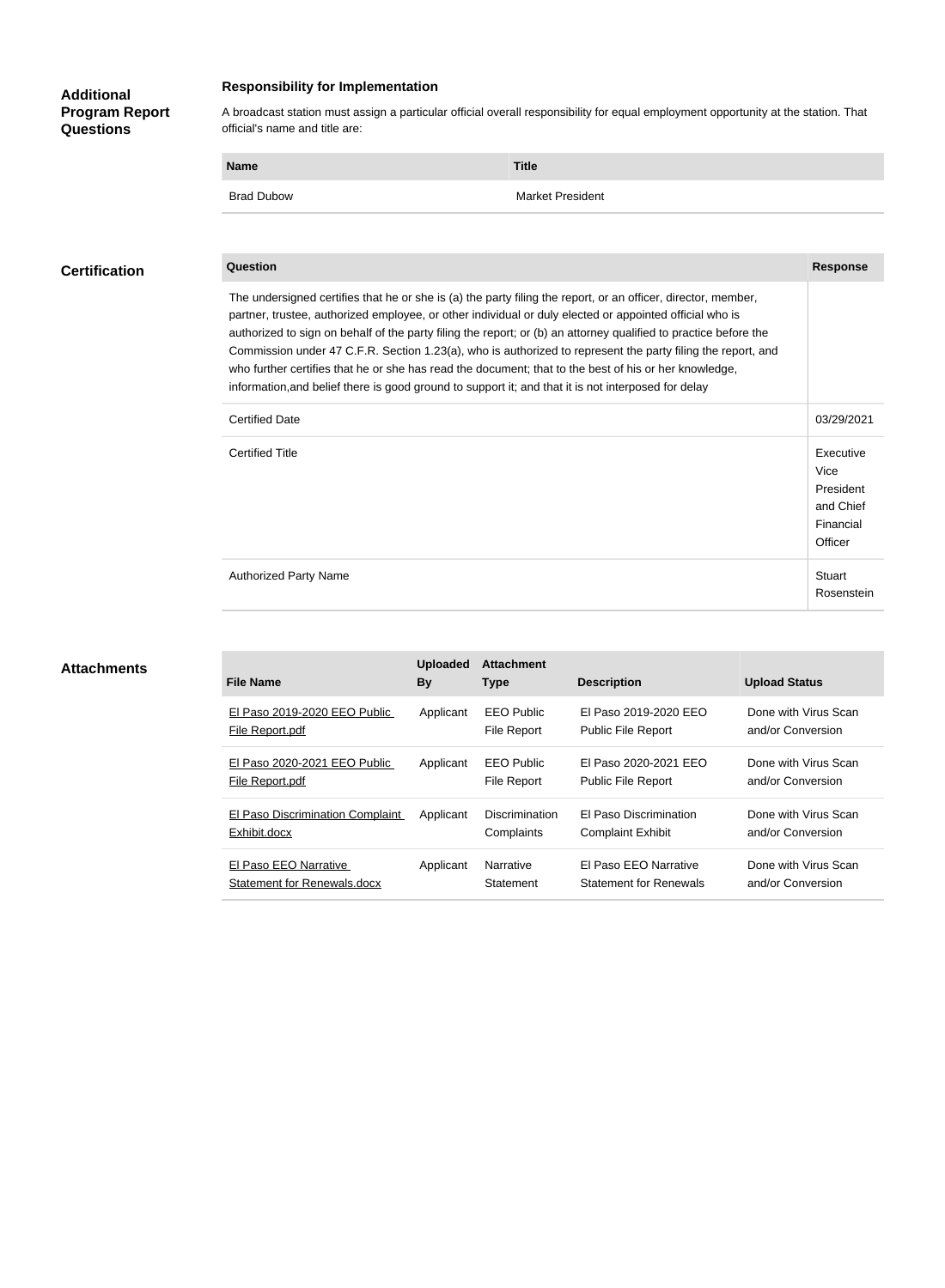## Additional Program Report Questions

**Responsibility for Implementation**

A broadcast station must assign a particular official overall responsibility for equal employment opportunity at the station. That official's name and title are:

| Name | Title |
| --- | --- |
| Brad Dubow | Market President |

## Certification

| Question | Response |
| --- | --- |
| The undersigned certifies that he or she is (a) the party filing the report, or an officer, director, member, partner, trustee, authorized employee, or other individual or duly elected or appointed official who is authorized to sign on behalf of the party filing the report; or (b) an attorney qualified to practice before the Commission under 47 C.F.R. Section 1.23(a), who is authorized to represent the party filing the report, and who further certifies that he or she has read the document; that to the best of his or her knowledge, information,and belief there is good ground to support it; and that it is not interposed for delay | |
| Certified Date | 03/29/2021 |
| Certified Title | Executive Vice President and Chief Financial Officer |
| Authorized Party Name | Stuart Rosenstein |

## Attachments

| File Name | Uploaded By | Attachment Type | Description | Upload Status |
| --- | --- | --- | --- | --- |
| El Paso 2019-2020 EEO Public File Report.pdf | Applicant | EEO Public File Report | El Paso 2019-2020 EEO Public File Report | Done with Virus Scan and/or Conversion |
| El Paso 2020-2021 EEO Public File Report.pdf | Applicant | EEO Public File Report | El Paso 2020-2021 EEO Public File Report | Done with Virus Scan and/or Conversion |
| El Paso Discrimination Complaint Exhibit.docx | Applicant | Discrimination Complaints | El Paso Discrimination Complaint Exhibit | Done with Virus Scan and/or Conversion |
| El Paso EEO Narrative Statement for Renewals.docx | Applicant | Narrative Statement | El Paso EEO Narrative Statement for Renewals | Done with Virus Scan and/or Conversion |